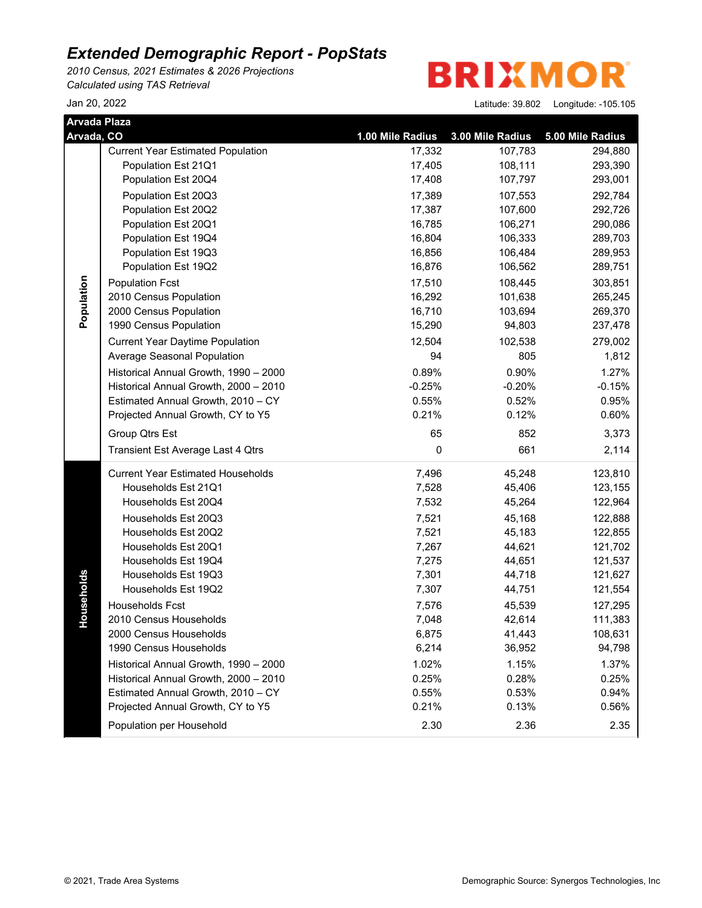# Extended Demographic Report - PopStats

*2010 Census, 2021 Estimates & 2026 Projections*
*Calculated using TAS Retrieval*

BRIXMOR

Jan 20, 2022

Latitude: 39.802 Longitude: -105.105

**Arvada Plaza**
**Arvada, CO**

| Section | | 1.00 Mile Radius | 3.00 Mile Radius | 5.00 Mile Radius |
|---|---|---|---|---|
| Population | Current Year Estimated Population | 17,332 | 107,783 | 294,880 |
| | Population Est 21Q1 | 17,405 | 108,111 | 293,390 |
| | Population Est 20Q4 | 17,408 | 107,797 | 293,001 |
| | Population Est 20Q3 | 17,389 | 107,553 | 292,784 |
| | Population Est 20Q2 | 17,387 | 107,600 | 292,726 |
| | Population Est 20Q1 | 16,785 | 106,271 | 290,086 |
| | Population Est 19Q4 | 16,804 | 106,333 | 289,703 |
| | Population Est 19Q3 | 16,856 | 106,484 | 289,953 |
| | Population Est 19Q2 | 16,876 | 106,562 | 289,751 |
| | Population Fcst | 17,510 | 108,445 | 303,851 |
| | 2010 Census Population | 16,292 | 101,638 | 265,245 |
| | 2000 Census Population | 16,710 | 103,694 | 269,370 |
| | 1990 Census Population | 15,290 | 94,803 | 237,478 |
| | Current Year Daytime Population | 12,504 | 102,538 | 279,002 |
| | Average Seasonal Population | 94 | 805 | 1,812 |
| | Historical Annual Growth, 1990 – 2000 | 0.89% | 0.90% | 1.27% |
| | Historical Annual Growth, 2000 – 2010 | -0.25% | -0.20% | -0.15% |
| | Estimated Annual Growth, 2010 – CY | 0.55% | 0.52% | 0.95% |
| | Projected Annual Growth, CY to Y5 | 0.21% | 0.12% | 0.60% |
| | Group Qtrs Est | 65 | 852 | 3,373 |
| | Transient Est Average Last 4 Qtrs | 0 | 661 | 2,114 |
| Households | Current Year Estimated Households | 7,496 | 45,248 | 123,810 |
| | Households Est 21Q1 | 7,528 | 45,406 | 123,155 |
| | Households Est 20Q4 | 7,532 | 45,264 | 122,964 |
| | Households Est 20Q3 | 7,521 | 45,168 | 122,888 |
| | Households Est 20Q2 | 7,521 | 45,183 | 122,855 |
| | Households Est 20Q1 | 7,267 | 44,621 | 121,702 |
| | Households Est 19Q4 | 7,275 | 44,651 | 121,537 |
| | Households Est 19Q3 | 7,301 | 44,718 | 121,627 |
| | Households Est 19Q2 | 7,307 | 44,751 | 121,554 |
| | Households Fcst | 7,576 | 45,539 | 127,295 |
| | 2010 Census Households | 7,048 | 42,614 | 111,383 |
| | 2000 Census Households | 6,875 | 41,443 | 108,631 |
| | 1990 Census Households | 6,214 | 36,952 | 94,798 |
| | Historical Annual Growth, 1990 – 2000 | 1.02% | 1.15% | 1.37% |
| | Historical Annual Growth, 2000 – 2010 | 0.25% | 0.28% | 0.25% |
| | Estimated Annual Growth, 2010 – CY | 0.55% | 0.53% | 0.94% |
| | Projected Annual Growth, CY to Y5 | 0.21% | 0.13% | 0.56% |
| | Population per Household | 2.30 | 2.36 | 2.35 |

© 2021, Trade Area Systems

Demographic Source: Synergos Technologies, Inc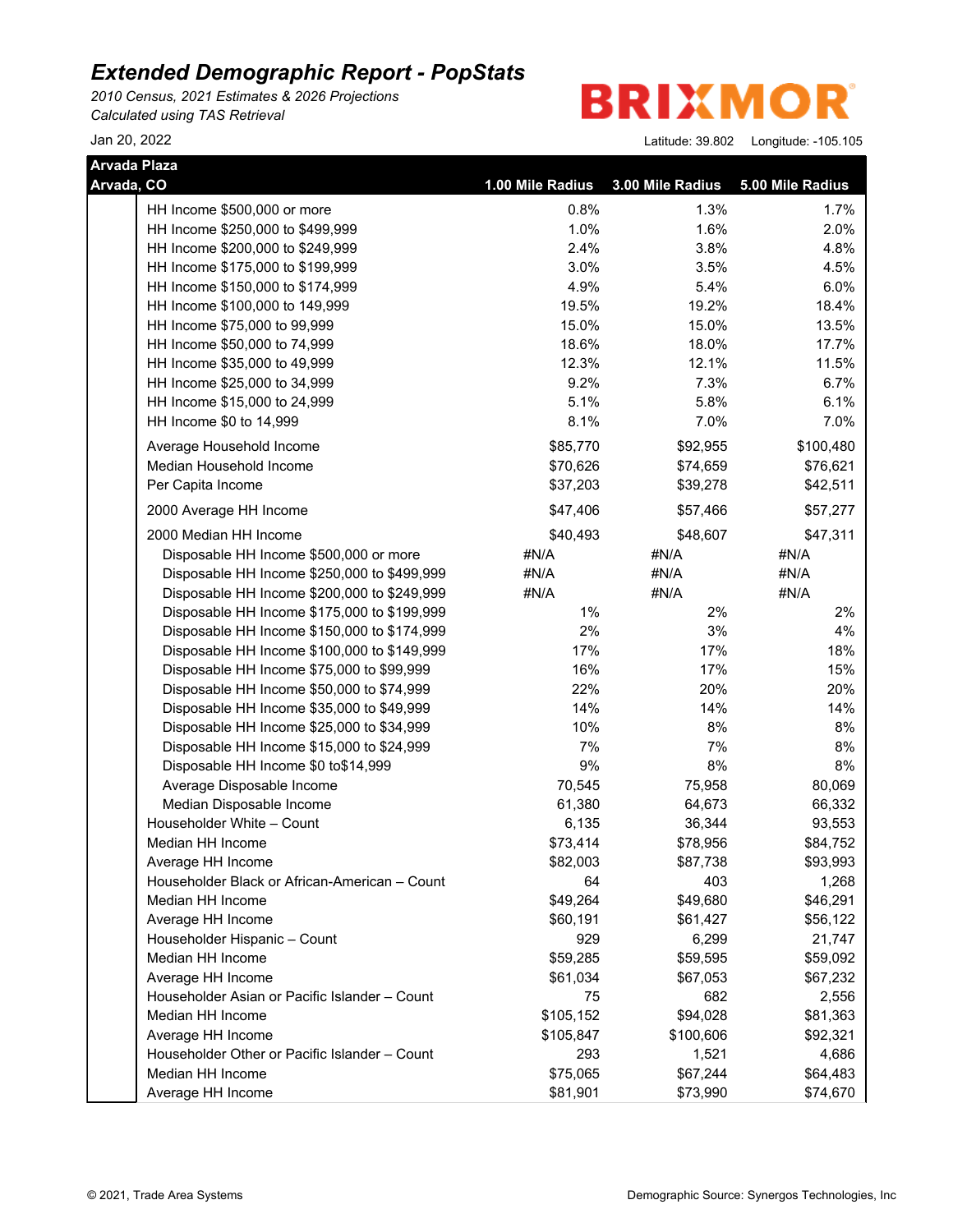# *Extended Demographic Report - PopStats*

*2010 Census, 2021 Estimates & 2026 Projections*
*Calculated using TAS Retrieval*

Jan 20, 2022

BRIXMOR

Latitude: 39.802 Longitude: -105.105

| Arvada Plaza Arvada, CO | 1.00 Mile Radius | 3.00 Mile Radius | 5.00 Mile Radius |
|---|---|---|---|
| HH Income $500,000 or more | 0.8% | 1.3% | 1.7% |
| HH Income $250,000 to $499,999 | 1.0% | 1.6% | 2.0% |
| HH Income $200,000 to $249,999 | 2.4% | 3.8% | 4.8% |
| HH Income $175,000 to $199,999 | 3.0% | 3.5% | 4.5% |
| HH Income $150,000 to $174,999 | 4.9% | 5.4% | 6.0% |
| HH Income $100,000 to 149,999 | 19.5% | 19.2% | 18.4% |
| HH Income $75,000 to 99,999 | 15.0% | 15.0% | 13.5% |
| HH Income $50,000 to 74,999 | 18.6% | 18.0% | 17.7% |
| HH Income $35,000 to 49,999 | 12.3% | 12.1% | 11.5% |
| HH Income $25,000 to 34,999 | 9.2% | 7.3% | 6.7% |
| HH Income $15,000 to 24,999 | 5.1% | 5.8% | 6.1% |
| HH Income $0 to 14,999 | 8.1% | 7.0% | 7.0% |
| Average Household Income | $85,770 | $92,955 | $100,480 |
| Median Household Income | $70,626 | $74,659 | $76,621 |
| Per Capita Income | $37,203 | $39,278 | $42,511 |
| 2000 Average HH Income | $47,406 | $57,466 | $57,277 |
| 2000 Median HH Income | $40,493 | $48,607 | $47,311 |
| Disposable HH Income $500,000 or more | #N/A | #N/A | #N/A |
| Disposable HH Income $250,000 to $499,999 | #N/A | #N/A | #N/A |
| Disposable HH Income $200,000 to $249,999 | #N/A | #N/A | #N/A |
| Disposable HH Income $175,000 to $199,999 | 1% | 2% | 2% |
| Disposable HH Income $150,000 to $174,999 | 2% | 3% | 4% |
| Disposable HH Income $100,000 to $149,999 | 17% | 17% | 18% |
| Disposable HH Income $75,000 to $99,999 | 16% | 17% | 15% |
| Disposable HH Income $50,000 to $74,999 | 22% | 20% | 20% |
| Disposable HH Income $35,000 to $49,999 | 14% | 14% | 14% |
| Disposable HH Income $25,000 to $34,999 | 10% | 8% | 8% |
| Disposable HH Income $15,000 to $24,999 | 7% | 7% | 8% |
| Disposable HH Income $0 to$14,999 | 9% | 8% | 8% |
| Average Disposable Income | 70,545 | 75,958 | 80,069 |
| Median Disposable Income | 61,380 | 64,673 | 66,332 |
| Householder White – Count | 6,135 | 36,344 | 93,553 |
| Median HH Income | $73,414 | $78,956 | $84,752 |
| Average HH Income | $82,003 | $87,738 | $93,993 |
| Householder Black or African-American – Count | 64 | 403 | 1,268 |
| Median HH Income | $49,264 | $49,680 | $46,291 |
| Average HH Income | $60,191 | $61,427 | $56,122 |
| Householder Hispanic – Count | 929 | 6,299 | 21,747 |
| Median HH Income | $59,285 | $59,595 | $59,092 |
| Average HH Income | $61,034 | $67,053 | $67,232 |
| Householder Asian or Pacific Islander – Count | 75 | 682 | 2,556 |
| Median HH Income | $105,152 | $94,028 | $81,363 |
| Average HH Income | $105,847 | $100,606 | $92,321 |
| Householder Other or Pacific Islander – Count | 293 | 1,521 | 4,686 |
| Median HH Income | $75,065 | $67,244 | $64,483 |
| Average HH Income | $81,901 | $73,990 | $74,670 |

© 2021, Trade Area Systems

Demographic Source: Synergos Technologies, Inc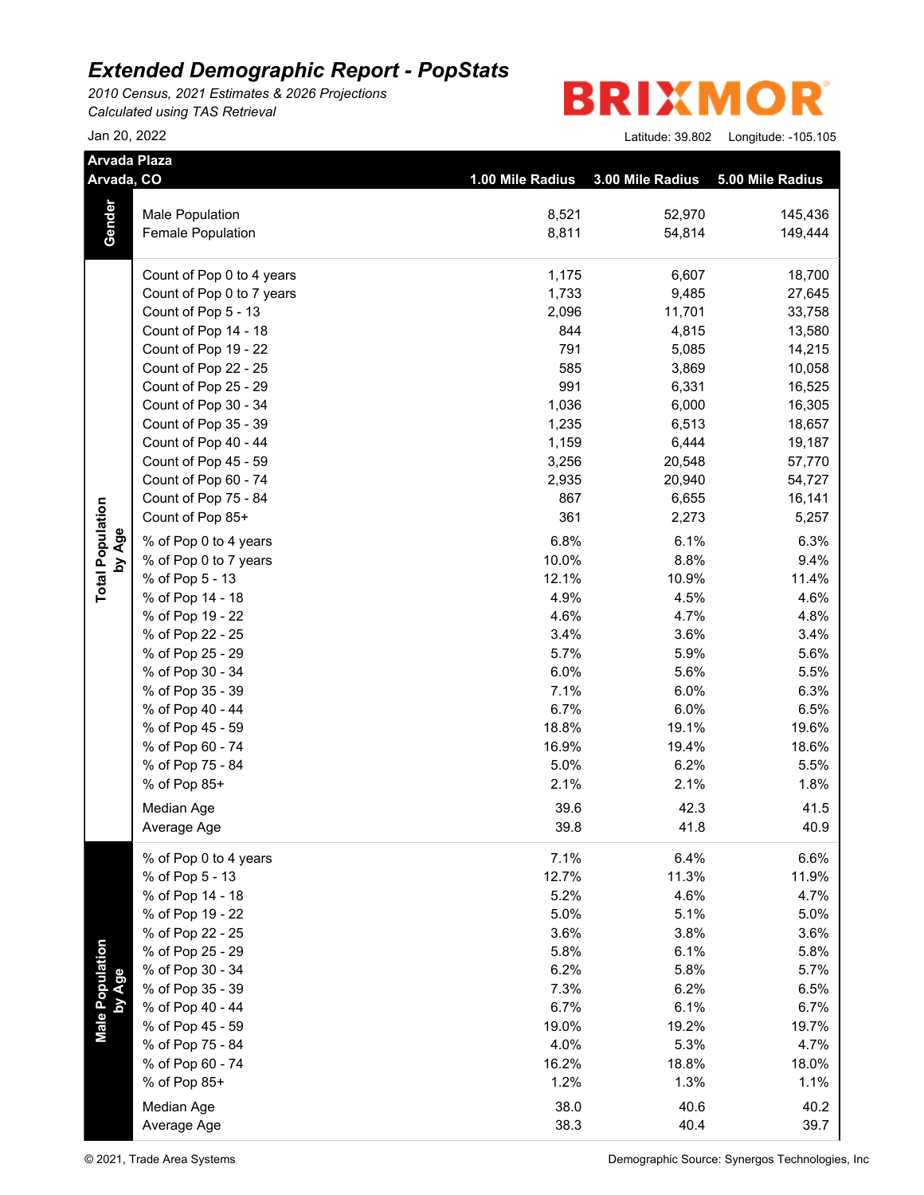# Extended Demographic Report - PopStats

*2010 Census, 2021 Estimates & 2026 Projections*
*Calculated using TAS Retrieval*

Jan 20, 2022

BRIXMOR

Latitude: 39.802 Longitude: -105.105

**Arvada Plaza**
**Arvada, CO**

| Section | | 1.00 Mile Radius | 3.00 Mile Radius | 5.00 Mile Radius |
|---|---|---|---|---|
| **Gender** | Male Population | 8,521 | 52,970 | 145,436 |
| | Female Population | 8,811 | 54,814 | 149,444 |
| **Total Population by Age** | Count of Pop 0 to 4 years | 1,175 | 6,607 | 18,700 |
| | Count of Pop 0 to 7 years | 1,733 | 9,485 | 27,645 |
| | Count of Pop 5 - 13 | 2,096 | 11,701 | 33,758 |
| | Count of Pop 14 - 18 | 844 | 4,815 | 13,580 |
| | Count of Pop 19 - 22 | 791 | 5,085 | 14,215 |
| | Count of Pop 22 - 25 | 585 | 3,869 | 10,058 |
| | Count of Pop 25 - 29 | 991 | 6,331 | 16,525 |
| | Count of Pop 30 - 34 | 1,036 | 6,000 | 16,305 |
| | Count of Pop 35 - 39 | 1,235 | 6,513 | 18,657 |
| | Count of Pop 40 - 44 | 1,159 | 6,444 | 19,187 |
| | Count of Pop 45 - 59 | 3,256 | 20,548 | 57,770 |
| | Count of Pop 60 - 74 | 2,935 | 20,940 | 54,727 |
| | Count of Pop 75 - 84 | 867 | 6,655 | 16,141 |
| | Count of Pop 85+ | 361 | 2,273 | 5,257 |
| | % of Pop 0 to 4 years | 6.8% | 6.1% | 6.3% |
| | % of Pop 0 to 7 years | 10.0% | 8.8% | 9.4% |
| | % of Pop 5 - 13 | 12.1% | 10.9% | 11.4% |
| | % of Pop 14 - 18 | 4.9% | 4.5% | 4.6% |
| | % of Pop 19 - 22 | 4.6% | 4.7% | 4.8% |
| | % of Pop 22 - 25 | 3.4% | 3.6% | 3.4% |
| | % of Pop 25 - 29 | 5.7% | 5.9% | 5.6% |
| | % of Pop 30 - 34 | 6.0% | 5.6% | 5.5% |
| | % of Pop 35 - 39 | 7.1% | 6.0% | 6.3% |
| | % of Pop 40 - 44 | 6.7% | 6.0% | 6.5% |
| | % of Pop 45 - 59 | 18.8% | 19.1% | 19.6% |
| | % of Pop 60 - 74 | 16.9% | 19.4% | 18.6% |
| | % of Pop 75 - 84 | 5.0% | 6.2% | 5.5% |
| | % of Pop 85+ | 2.1% | 2.1% | 1.8% |
| | Median Age | 39.6 | 42.3 | 41.5 |
| | Average Age | 39.8 | 41.8 | 40.9 |
| **Male Population by Age** | % of Pop 0 to 4 years | 7.1% | 6.4% | 6.6% |
| | % of Pop 5 - 13 | 12.7% | 11.3% | 11.9% |
| | % of Pop 14 - 18 | 5.2% | 4.6% | 4.7% |
| | % of Pop 19 - 22 | 5.0% | 5.1% | 5.0% |
| | % of Pop 22 - 25 | 3.6% | 3.8% | 3.6% |
| | % of Pop 25 - 29 | 5.8% | 6.1% | 5.8% |
| | % of Pop 30 - 34 | 6.2% | 5.8% | 5.7% |
| | % of Pop 35 - 39 | 7.3% | 6.2% | 6.5% |
| | % of Pop 40 - 44 | 6.7% | 6.1% | 6.7% |
| | % of Pop 45 - 59 | 19.0% | 19.2% | 19.7% |
| | % of Pop 75 - 84 | 4.0% | 5.3% | 4.7% |
| | % of Pop 60 - 74 | 16.2% | 18.8% | 18.0% |
| | % of Pop 85+ | 1.2% | 1.3% | 1.1% |
| | Median Age | 38.0 | 40.6 | 40.2 |
| | Average Age | 38.3 | 40.4 | 39.7 |

© 2021, Trade Area Systems

Demographic Source: Synergos Technologies, Inc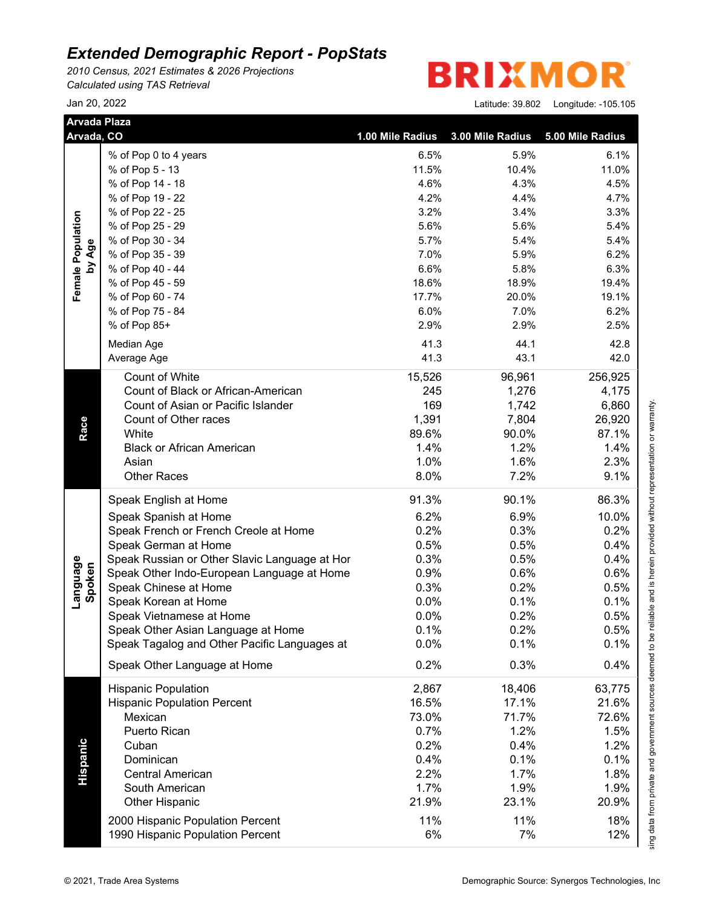# Extended Demographic Report - PopStats

*2010 Census, 2021 Estimates & 2026 Projections*
*Calculated using TAS Retrieval*

Jan 20, 2022

**BRIXMOR**

Latitude: 39.802 Longitude: -105.105

**Arvada Plaza**
**Arvada, CO**

| Section | | 1.00 Mile Radius | 3.00 Mile Radius | 5.00 Mile Radius |
|---|---|---|---|---|
| Female Population by Age | % of Pop 0 to 4 years | 6.5% | 5.9% | 6.1% |
| | % of Pop 5 - 13 | 11.5% | 10.4% | 11.0% |
| | % of Pop 14 - 18 | 4.6% | 4.3% | 4.5% |
| | % of Pop 19 - 22 | 4.2% | 4.4% | 4.7% |
| | % of Pop 22 - 25 | 3.2% | 3.4% | 3.3% |
| | % of Pop 25 - 29 | 5.6% | 5.6% | 5.4% |
| | % of Pop 30 - 34 | 5.7% | 5.4% | 5.4% |
| | % of Pop 35 - 39 | 7.0% | 5.9% | 6.2% |
| | % of Pop 40 - 44 | 6.6% | 5.8% | 6.3% |
| | % of Pop 45 - 59 | 18.6% | 18.9% | 19.4% |
| | % of Pop 60 - 74 | 17.7% | 20.0% | 19.1% |
| | % of Pop 75 - 84 | 6.0% | 7.0% | 6.2% |
| | % of Pop 85+ | 2.9% | 2.9% | 2.5% |
| | Median Age | 41.3 | 44.1 | 42.8 |
| | Average Age | 41.3 | 43.1 | 42.0 |
| Race | Count of White | 15,526 | 96,961 | 256,925 |
| | Count of Black or African-American | 245 | 1,276 | 4,175 |
| | Count of Asian or Pacific Islander | 169 | 1,742 | 6,860 |
| | Count of Other races | 1,391 | 7,804 | 26,920 |
| | White | 89.6% | 90.0% | 87.1% |
| | Black or African American | 1.4% | 1.2% | 1.4% |
| | Asian | 1.0% | 1.6% | 2.3% |
| | Other Races | 8.0% | 7.2% | 9.1% |
| Language Spoken | Speak English at Home | 91.3% | 90.1% | 86.3% |
| | Speak Spanish at Home | 6.2% | 6.9% | 10.0% |
| | Speak French or French Creole at Home | 0.2% | 0.3% | 0.2% |
| | Speak German at Home | 0.5% | 0.5% | 0.4% |
| | Speak Russian or Other Slavic Language at Hor | 0.3% | 0.5% | 0.4% |
| | Speak Other Indo-European Language at Home | 0.9% | 0.6% | 0.6% |
| | Speak Chinese at Home | 0.3% | 0.2% | 0.5% |
| | Speak Korean at Home | 0.0% | 0.1% | 0.1% |
| | Speak Vietnamese at Home | 0.0% | 0.2% | 0.5% |
| | Speak Other Asian Language at Home | 0.1% | 0.2% | 0.5% |
| | Speak Tagalog and Other Pacific Languages at | 0.0% | 0.1% | 0.1% |
| | Speak Other Language at Home | 0.2% | 0.3% | 0.4% |
| Hispanic | Hispanic Population | 2,867 | 18,406 | 63,775 |
| | Hispanic Population Percent | 16.5% | 17.1% | 21.6% |
| | Mexican | 73.0% | 71.7% | 72.6% |
| | Puerto Rican | 0.7% | 1.2% | 1.5% |
| | Cuban | 0.2% | 0.4% | 1.2% |
| | Dominican | 0.4% | 0.1% | 0.1% |
| | Central American | 2.2% | 1.7% | 1.8% |
| | South American | 1.7% | 1.9% | 1.9% |
| | Other Hispanic | 21.9% | 23.1% | 20.9% |
| | 2000 Hispanic Population Percent | 11% | 11% | 18% |
| | 1990 Hispanic Population Percent | 6% | 7% | 12% |

sing data from private and government sources deemed to be reliable and is herein provided without representation or warranty.

© 2021, Trade Area Systems

Demographic Source: Synergos Technologies, Inc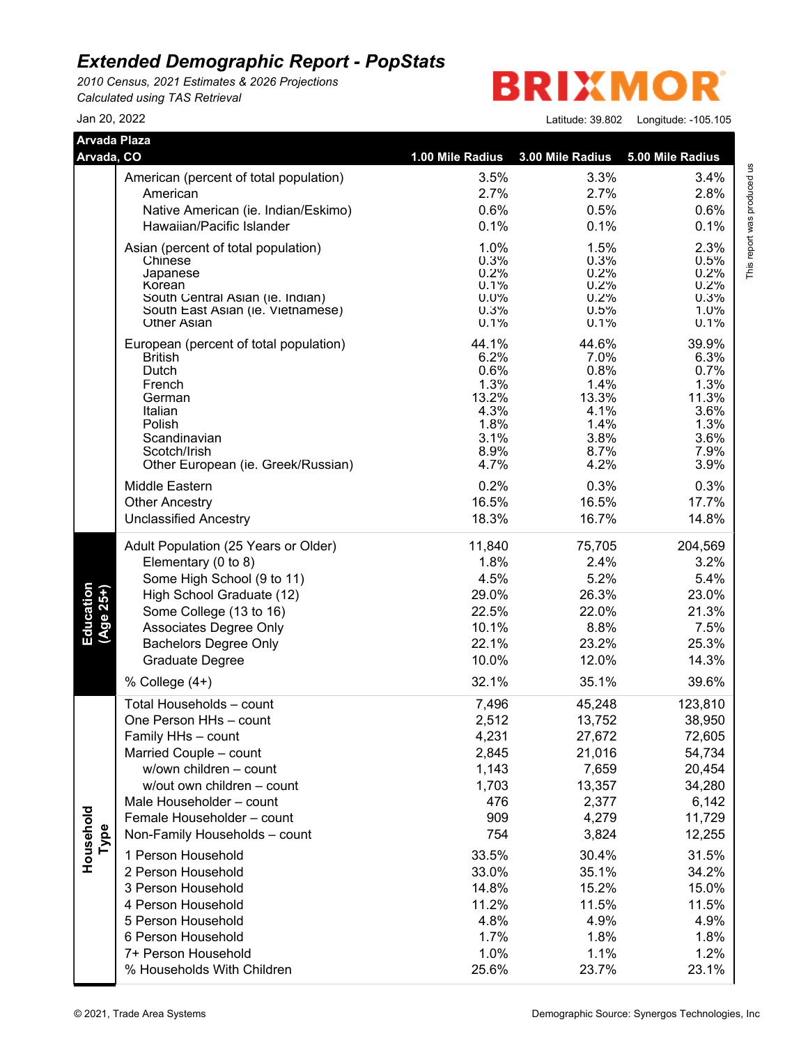# Extended Demographic Report - PopStats

*2010 Census, 2021 Estimates & 2026 Projections*
*Calculated using TAS Retrieval*

BRIXMOR

Jan 20, 2022

Latitude: 39.802 Longitude: -105.105

This report was produced us

| Arvada Plaza<br>Arvada, CO | | 1.00 Mile Radius | 3.00 Mile Radius | 5.00 Mile Radius |
|---|---|---|---|---|
| | American (percent of total population) | 3.5% | 3.3% | 3.4% |
| | American | 2.7% | 2.7% | 2.8% |
| | Native American (ie. Indian/Eskimo) | 0.6% | 0.5% | 0.6% |
| | Hawaiian/Pacific Islander | 0.1% | 0.1% | 0.1% |
| | Asian (percent of total population) | 1.0% | 1.5% | 2.3% |
| | Chinese | 0.3% | 0.3% | 0.5% |
| | Japanese | 0.2% | 0.2% | 0.2% |
| | Korean | 0.1% | 0.2% | 0.2% |
| | South Central Asian (ie. Indian) | 0.0% | 0.2% | 0.3% |
| | South East Asian (ie. Vietnamese) | 0.3% | 0.5% | 1.0% |
| | Other Asian | 0.1% | 0.1% | 0.1% |
| | European (percent of total population) | 44.1% | 44.6% | 39.9% |
| | British | 6.2% | 7.0% | 6.3% |
| | Dutch | 0.6% | 0.8% | 0.7% |
| | French | 1.3% | 1.4% | 1.3% |
| | German | 13.2% | 13.3% | 11.3% |
| | Italian | 4.3% | 4.1% | 3.6% |
| | Polish | 1.8% | 1.4% | 1.3% |
| | Scandinavian | 3.1% | 3.8% | 3.6% |
| | Scotch/Irish | 8.9% | 8.7% | 7.9% |
| | Other European (ie. Greek/Russian) | 4.7% | 4.2% | 3.9% |
| | Middle Eastern | 0.2% | 0.3% | 0.3% |
| | Other Ancestry | 16.5% | 16.5% | 17.7% |
| | Unclassified Ancestry | 18.3% | 16.7% | 14.8% |
| **Education (Age 25+)** | Adult Population (25 Years or Older) | 11,840 | 75,705 | 204,569 |
| | Elementary (0 to 8) | 1.8% | 2.4% | 3.2% |
| | Some High School (9 to 11) | 4.5% | 5.2% | 5.4% |
| | High School Graduate (12) | 29.0% | 26.3% | 23.0% |
| | Some College (13 to 16) | 22.5% | 22.0% | 21.3% |
| | Associates Degree Only | 10.1% | 8.8% | 7.5% |
| | Bachelors Degree Only | 22.1% | 23.2% | 25.3% |
| | Graduate Degree | 10.0% | 12.0% | 14.3% |
| | % College (4+) | 32.1% | 35.1% | 39.6% |
| **Household Type** | Total Households – count | 7,496 | 45,248 | 123,810 |
| | One Person HHs – count | 2,512 | 13,752 | 38,950 |
| | Family HHs – count | 4,231 | 27,672 | 72,605 |
| | Married Couple – count | 2,845 | 21,016 | 54,734 |
| | w/own children – count | 1,143 | 7,659 | 20,454 |
| | w/out own children – count | 1,703 | 13,357 | 34,280 |
| | Male Householder – count | 476 | 2,377 | 6,142 |
| | Female Householder – count | 909 | 4,279 | 11,729 |
| | Non-Family Households – count | 754 | 3,824 | 12,255 |
| | 1 Person Household | 33.5% | 30.4% | 31.5% |
| | 2 Person Household | 33.0% | 35.1% | 34.2% |
| | 3 Person Household | 14.8% | 15.2% | 15.0% |
| | 4 Person Household | 11.2% | 11.5% | 11.5% |
| | 5 Person Household | 4.8% | 4.9% | 4.9% |
| | 6 Person Household | 1.7% | 1.8% | 1.8% |
| | 7+ Person Household | 1.0% | 1.1% | 1.2% |
| | % Households With Children | 25.6% | 23.7% | 23.1% |

© 2021, Trade Area Systems

Demographic Source: Synergos Technologies, Inc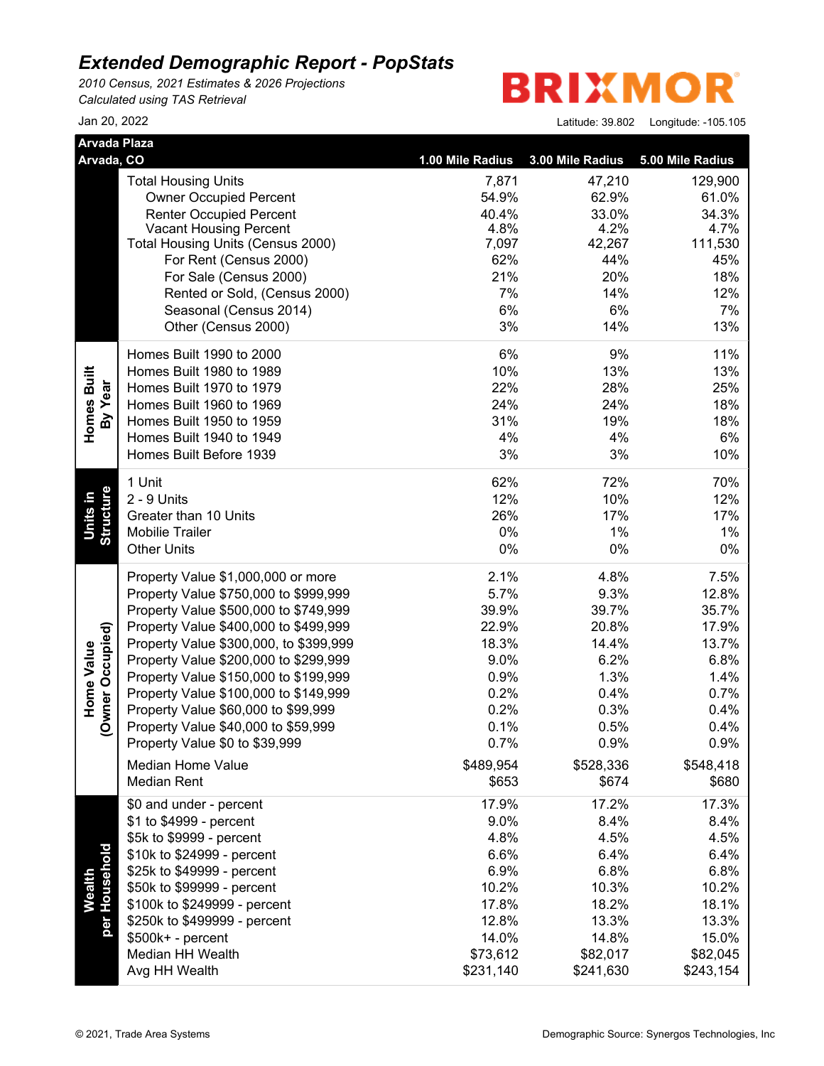# Extended Demographic Report - PopStats

*2010 Census, 2021 Estimates & 2026 Projections*
*Calculated using TAS Retrieval*

BRIXMOR

Jan 20, 2022

Latitude: 39.802 Longitude: -105.105

**Arvada Plaza**
**Arvada, CO**

| | | 1.00 Mile Radius | 3.00 Mile Radius | 5.00 Mile Radius |
|---|---|---|---|---|
| | Total Housing Units | 7,871 | 47,210 | 129,900 |
| | Owner Occupied Percent | 54.9% | 62.9% | 61.0% |
| | Renter Occupied Percent | 40.4% | 33.0% | 34.3% |
| | Vacant Housing Percent | 4.8% | 4.2% | 4.7% |
| | Total Housing Units (Census 2000) | 7,097 | 42,267 | 111,530 |
| | For Rent (Census 2000) | 62% | 44% | 45% |
| | For Sale (Census 2000) | 21% | 20% | 18% |
| | Rented or Sold, (Census 2000) | 7% | 14% | 12% |
| | Seasonal (Census 2014) | 6% | 6% | 7% |
| | Other (Census 2000) | 3% | 14% | 13% |
| **Homes Built By Year** | Homes Built 1990 to 2000 | 6% | 9% | 11% |
| | Homes Built 1980 to 1989 | 10% | 13% | 13% |
| | Homes Built 1970 to 1979 | 22% | 28% | 25% |
| | Homes Built 1960 to 1969 | 24% | 24% | 18% |
| | Homes Built 1950 to 1959 | 31% | 19% | 18% |
| | Homes Built 1940 to 1949 | 4% | 4% | 6% |
| | Homes Built Before 1939 | 3% | 3% | 10% |
| **Units in Structure** | 1 Unit | 62% | 72% | 70% |
| | 2 - 9 Units | 12% | 10% | 12% |
| | Greater than 10 Units | 26% | 17% | 17% |
| | Mobilie Trailer | 0% | 1% | 1% |
| | Other Units | 0% | 0% | 0% |
| **Home Value (Owner Occupied)** | Property Value $1,000,000 or more | 2.1% | 4.8% | 7.5% |
| | Property Value $750,000 to $999,999 | 5.7% | 9.3% | 12.8% |
| | Property Value $500,000 to $749,999 | 39.9% | 39.7% | 35.7% |
| | Property Value $400,000 to $499,999 | 22.9% | 20.8% | 17.9% |
| | Property Value $300,000, to $399,999 | 18.3% | 14.4% | 13.7% |
| | Property Value $200,000 to $299,999 | 9.0% | 6.2% | 6.8% |
| | Property Value $150,000 to $199,999 | 0.9% | 1.3% | 1.4% |
| | Property Value $100,000 to $149,999 | 0.2% | 0.4% | 0.7% |
| | Property Value $60,000 to $99,999 | 0.2% | 0.3% | 0.4% |
| | Property Value $40,000 to $59,999 | 0.1% | 0.5% | 0.4% |
| | Property Value $0 to $39,999 | 0.7% | 0.9% | 0.9% |
| | Median Home Value | $489,954 | $528,336 | $548,418 |
| | Median Rent | $653 | $674 | $680 |
| **Wealth per Household** | $0 and under - percent | 17.9% | 17.2% | 17.3% |
| | $1 to $4999 - percent | 9.0% | 8.4% | 8.4% |
| | $5k to $9999 - percent | 4.8% | 4.5% | 4.5% |
| | $10k to $24999 - percent | 6.6% | 6.4% | 6.4% |
| | $25k to $49999 - percent | 6.9% | 6.8% | 6.8% |
| | $50k to $99999 - percent | 10.2% | 10.3% | 10.2% |
| | $100k to $249999 - percent | 17.8% | 18.2% | 18.1% |
| | $250k to $499999 - percent | 12.8% | 13.3% | 13.3% |
| | $500k+ - percent | 14.0% | 14.8% | 15.0% |
| | Median HH Wealth | $73,612 | $82,017 | $82,045 |
| | Avg HH Wealth | $231,140 | $241,630 | $243,154 |

© 2021, Trade Area Systems

Demographic Source: Synergos Technologies, Inc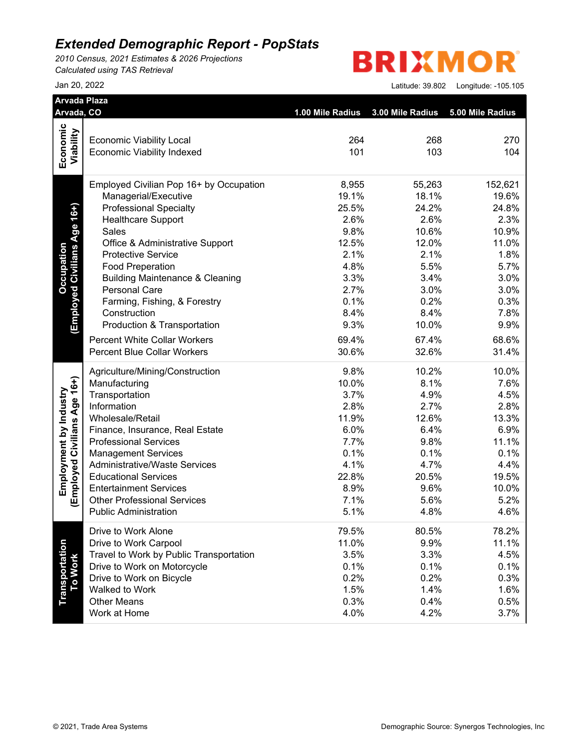# Extended Demographic Report - PopStats

*2010 Census, 2021 Estimates & 2026 Projections*
*Calculated using TAS Retrieval*

BRIXMOR

Jan 20, 2022

Latitude: 39.802 Longitude: -105.105

**Arvada Plaza**
**Arvada, CO**

| Category | | 1.00 Mile Radius | 3.00 Mile Radius | 5.00 Mile Radius |
|---|---|---|---|---|
| **Economic Viability** | Economic Viability Local | 264 | 268 | 270 |
| | Economic Viability Indexed | 101 | 103 | 104 |
| **Occupation (Employed Civilians Age 16+)** | Employed Civilian Pop 16+ by Occupation | 8,955 | 55,263 | 152,621 |
| | Managerial/Executive | 19.1% | 18.1% | 19.6% |
| | Professional Specialty | 25.5% | 24.2% | 24.8% |
| | Healthcare Support | 2.6% | 2.6% | 2.3% |
| | Sales | 9.8% | 10.6% | 10.9% |
| | Office & Administrative Support | 12.5% | 12.0% | 11.0% |
| | Protective Service | 2.1% | 2.1% | 1.8% |
| | Food Preparation | 4.8% | 5.5% | 5.7% |
| | Building Maintenance & Cleaning | 3.3% | 3.4% | 3.0% |
| | Personal Care | 2.7% | 3.0% | 3.0% |
| | Farming, Fishing, & Forestry | 0.1% | 0.2% | 0.3% |
| | Construction | 8.4% | 8.4% | 7.8% |
| | Production & Transportation | 9.3% | 10.0% | 9.9% |
| | Percent White Collar Workers | 69.4% | 67.4% | 68.6% |
| | Percent Blue Collar Workers | 30.6% | 32.6% | 31.4% |
| **Employment by Industry (Employed Civilians Age 16+)** | Agriculture/Mining/Construction | 9.8% | 10.2% | 10.0% |
| | Manufacturing | 10.0% | 8.1% | 7.6% |
| | Transportation | 3.7% | 4.9% | 4.5% |
| | Information | 2.8% | 2.7% | 2.8% |
| | Wholesale/Retail | 11.9% | 12.6% | 13.3% |
| | Finance, Insurance, Real Estate | 6.0% | 6.4% | 6.9% |
| | Professional Services | 7.7% | 9.8% | 11.1% |
| | Management Services | 0.1% | 0.1% | 0.1% |
| | Administrative/Waste Services | 4.1% | 4.7% | 4.4% |
| | Educational Services | 22.8% | 20.5% | 19.5% |
| | Entertainment Services | 8.9% | 9.6% | 10.0% |
| | Other Professional Services | 7.1% | 5.6% | 5.2% |
| | Public Administration | 5.1% | 4.8% | 4.6% |
| **Transportation To Work** | Drive to Work Alone | 79.5% | 80.5% | 78.2% |
| | Drive to Work Carpool | 11.0% | 9.9% | 11.1% |
| | Travel to Work by Public Transportation | 3.5% | 3.3% | 4.5% |
| | Drive to Work on Motorcycle | 0.1% | 0.1% | 0.1% |
| | Drive to Work on Bicycle | 0.2% | 0.2% | 0.3% |
| | Walked to Work | 1.5% | 1.4% | 1.6% |
| | Other Means | 0.3% | 0.4% | 0.5% |
| | Work at Home | 4.0% | 4.2% | 3.7% |

© 2021, Trade Area Systems

Demographic Source: Synergos Technologies, Inc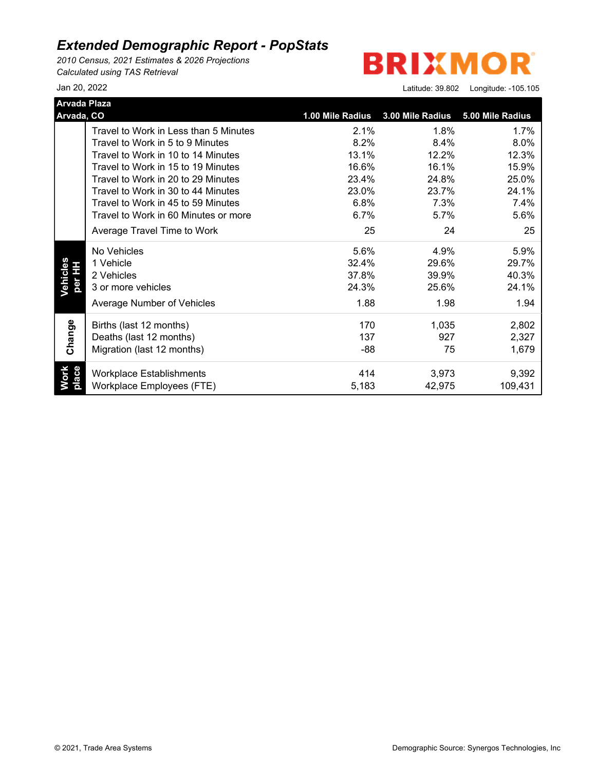# *Extended Demographic Report - PopStats*

*2010 Census, 2021 Estimates & 2026 Projections*
*Calculated using TAS Retrieval*

BRIXMOR

Jan 20, 2022

Latitude: 39.802 Longitude: -105.105

| Arvada Plaza<br>Arvada, CO | | 1.00 Mile Radius | 3.00 Mile Radius | 5.00 Mile Radius |
|---|---|---|---|---|
| | Travel to Work in Less than 5 Minutes | 2.1% | 1.8% | 1.7% |
| | Travel to Work in 5 to 9 Minutes | 8.2% | 8.4% | 8.0% |
| | Travel to Work in 10 to 14 Minutes | 13.1% | 12.2% | 12.3% |
| | Travel to Work in 15 to 19 Minutes | 16.6% | 16.1% | 15.9% |
| | Travel to Work in 20 to 29 Minutes | 23.4% | 24.8% | 25.0% |
| | Travel to Work in 30 to 44 Minutes | 23.0% | 23.7% | 24.1% |
| | Travel to Work in 45 to 59 Minutes | 6.8% | 7.3% | 7.4% |
| | Travel to Work in 60 Minutes or more | 6.7% | 5.7% | 5.6% |
| | Average Travel Time to Work | 25 | 24 | 25 |
| Vehicles per HH | No Vehicles | 5.6% | 4.9% | 5.9% |
| | 1 Vehicle | 32.4% | 29.6% | 29.7% |
| | 2 Vehicles | 37.8% | 39.9% | 40.3% |
| | 3 or more vehicles | 24.3% | 25.6% | 24.1% |
| | Average Number of Vehicles | 1.88 | 1.98 | 1.94 |
| Change | Births (last 12 months) | 170 | 1,035 | 2,802 |
| | Deaths (last 12 months) | 137 | 927 | 2,327 |
| | Migration (last 12 months) | -88 | 75 | 1,679 |
| Work place | Workplace Establishments | 414 | 3,973 | 9,392 |
| | Workplace Employees (FTE) | 5,183 | 42,975 | 109,431 |

© 2021, Trade Area Systems

Demographic Source: Synergos Technologies, Inc